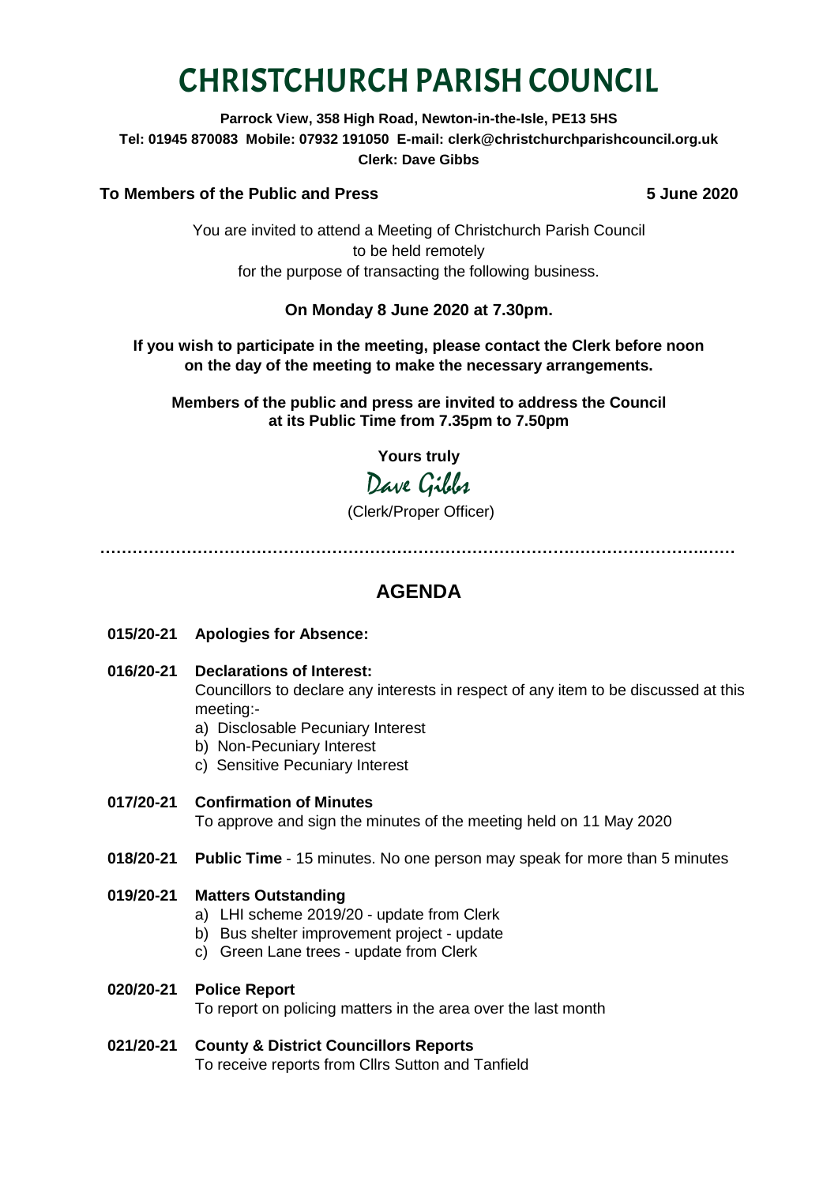# CHRISTCHURCH PARISH COUNCIL

**Parrock View, 358 High Road, Newton-in-the-Isle, PE13 5HS**
**Tel: 01945 870083 Mobile: 07932 191050 E-mail: clerk@christchurchparishcouncil.org.uk**
**Clerk: Dave Gibbs**

**To Members of the Public and Press** **5 June 2020**

You are invited to attend a Meeting of Christchurch Parish Council
to be held remotely
for the purpose of transacting the following business.

**On Monday 8 June 2020 at 7.30pm.**

**If you wish to participate in the meeting, please contact the Clerk before noon on the day of the meeting to make the necessary arrangements.**

**Members of the public and press are invited to address the Council at its Public Time from 7.35pm to 7.50pm**

**Yours truly**

Dave Gibbs

(Clerk/Proper Officer)

---

## AGENDA

**015/20-21 Apologies for Absence:**

**016/20-21 Declarations of Interest:**
Councillors to declare any interests in respect of any item to be discussed at this meeting:-
a) Disclosable Pecuniary Interest
b) Non-Pecuniary Interest
c) Sensitive Pecuniary Interest

**017/20-21 Confirmation of Minutes**
To approve and sign the minutes of the meeting held on 11 May 2020

**018/20-21 Public Time** - 15 minutes. No one person may speak for more than 5 minutes

**019/20-21 Matters Outstanding**
a) LHI scheme 2019/20 - update from Clerk
b) Bus shelter improvement project - update
c) Green Lane trees - update from Clerk

**020/20-21 Police Report**
To report on policing matters in the area over the last month

**021/20-21 County & District Councillors Reports**
To receive reports from Cllrs Sutton and Tanfield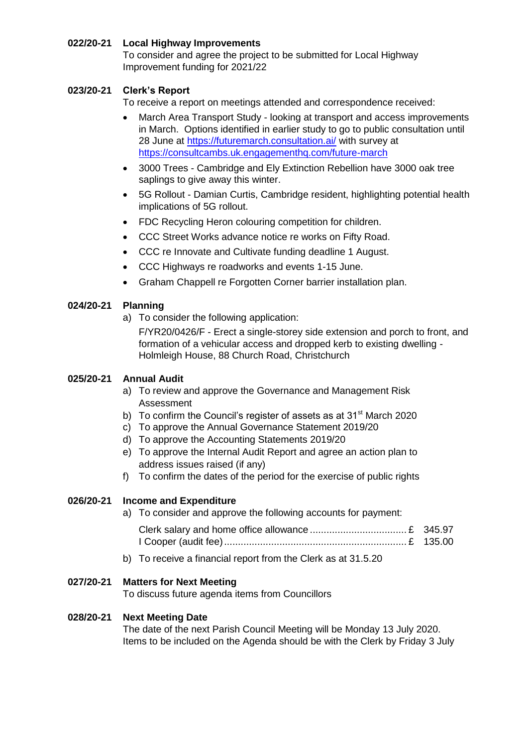**022/20-21 Local Highway Improvements**

To consider and agree the project to be submitted for Local Highway Improvement funding for 2021/22

**023/20-21 Clerk's Report**

To receive a report on meetings attended and correspondence received:

- March Area Transport Study - looking at transport and access improvements in March. Options identified in earlier study to go to public consultation until 28 June at https://futuremarch.consultation.ai/ with survey at https://consultcambs.uk.engagementhq.com/future-march
- 3000 Trees - Cambridge and Ely Extinction Rebellion have 3000 oak tree saplings to give away this winter.
- 5G Rollout - Damian Curtis, Cambridge resident, highlighting potential health implications of 5G rollout.
- FDC Recycling Heron colouring competition for children.
- CCC Street Works advance notice re works on Fifty Road.
- CCC re Innovate and Cultivate funding deadline 1 August.
- CCC Highways re roadworks and events 1-15 June.
- Graham Chappell re Forgotten Corner barrier installation plan.

**024/20-21 Planning**

a) To consider the following application:

F/YR20/0426/F - Erect a single-storey side extension and porch to front, and formation of a vehicular access and dropped kerb to existing dwelling - Holmleigh House, 88 Church Road, Christchurch

**025/20-21 Annual Audit**

a) To review and approve the Governance and Management Risk Assessment
b) To confirm the Council's register of assets as at 31st March 2020
c) To approve the Annual Governance Statement 2019/20
d) To approve the Accounting Statements 2019/20
e) To approve the Internal Audit Report and agree an action plan to address issues raised (if any)
f) To confirm the dates of the period for the exercise of public rights

**026/20-21 Income and Expenditure**

a) To consider and approve the following accounts for payment:

| | | |
|---|---|---|
| Clerk salary and home office allowance | £ | 345.97 |
| I Cooper (audit fee) | £ | 135.00 |

b) To receive a financial report from the Clerk as at 31.5.20

**027/20-21 Matters for Next Meeting**

To discuss future agenda items from Councillors

**028/20-21 Next Meeting Date**

The date of the next Parish Council Meeting will be Monday 13 July 2020. Items to be included on the Agenda should be with the Clerk by Friday 3 July